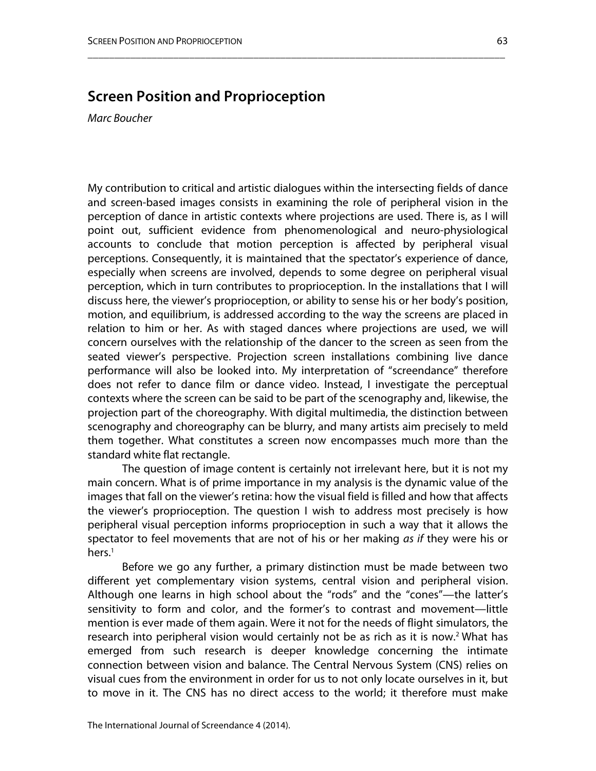# Screen Position and Proprioception

*Marc Boucher*

My contribution to critical and artistic dialogues within the intersecting fields of dance and screen-based images consists in examining the role of peripheral vision in the perception of dance in artistic contexts where projections are used. There is, as I will point out, sufficient evidence from phenomenological and neuro-physiological accounts to conclude that motion perception is affected by peripheral visual perceptions. Consequently, it is maintained that the spectator's experience of dance, especially when screens are involved, depends to some degree on peripheral visual perception, which in turn contributes to proprioception. In the installations that I will discuss here, the viewer's proprioception, or ability to sense his or her body's position, motion, and equilibrium, is addressed according to the way the screens are placed in relation to him or her. As with staged dances where projections are used, we will concern ourselves with the relationship of the dancer to the screen as seen from the seated viewer's perspective. Projection screen installations combining live dance performance will also be looked into. My interpretation of "screendance" therefore does not refer to dance film or dance video. Instead, I investigate the perceptual contexts where the screen can be said to be part of the scenography and, likewise, the projection part of the choreography. With digital multimedia, the distinction between scenography and choreography can be blurry, and many artists aim precisely to meld them together. What constitutes a screen now encompasses much more than the standard white flat rectangle.

The question of image content is certainly not irrelevant here, but it is not my main concern. What is of prime importance in my analysis is the dynamic value of the images that fall on the viewer's retina: how the visual field is filled and how that affects the viewer's proprioception. The question I wish to address most precisely is how peripheral visual perception informs proprioception in such a way that it allows the spectator to feel movements that are not of his or her making *as if* they were his or hers.[1]

Before we go any further, a primary distinction must be made between two different yet complementary vision systems, central vision and peripheral vision. Although one learns in high school about the "rods" and the "cones"—the latter's sensitivity to form and color, and the former's to contrast and movement—little mention is ever made of them again. Were it not for the needs of flight simulators, the research into peripheral vision would certainly not be as rich as it is now.[2] What has emerged from such research is deeper knowledge concerning the intimate connection between vision and balance. The Central Nervous System (CNS) relies on visual cues from the environment in order for us to not only locate ourselves in it, but to move in it. The CNS has no direct access to the world; it therefore must make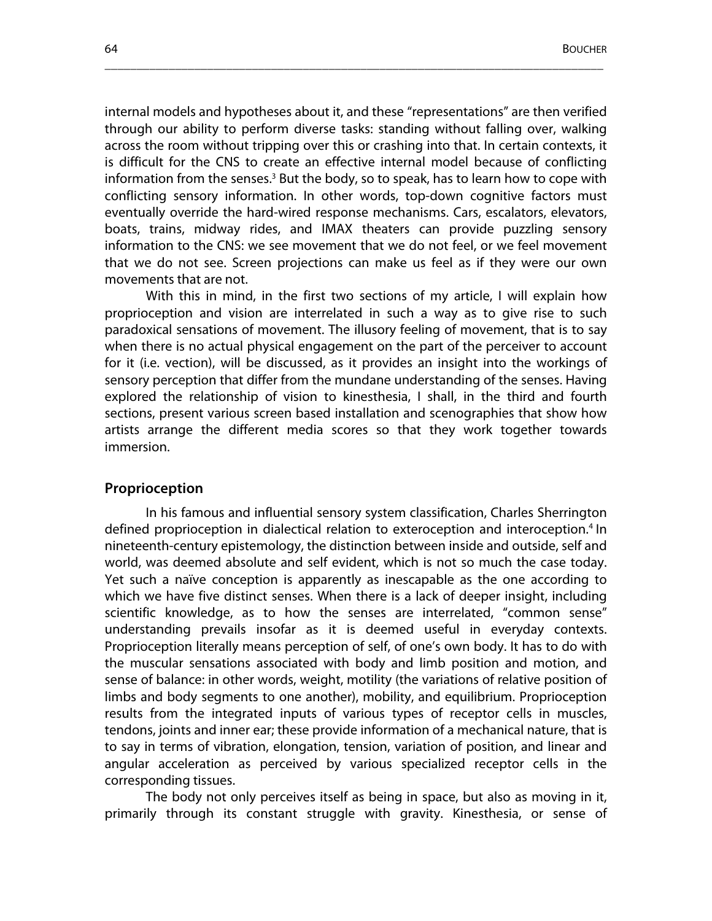internal models and hypotheses about it, and these "representations" are then verified through our ability to perform diverse tasks: standing without falling over, walking across the room without tripping over this or crashing into that. In certain contexts, it is difficult for the CNS to create an effective internal model because of conflicting information from the senses.[3] But the body, so to speak, has to learn how to cope with conflicting sensory information. In other words, top-down cognitive factors must eventually override the hard-wired response mechanisms. Cars, escalators, elevators, boats, trains, midway rides, and IMAX theaters can provide puzzling sensory information to the CNS: we see movement that we do not feel, or we feel movement that we do not see. Screen projections can make us feel as if they were our own movements that are not.

With this in mind, in the first two sections of my article, I will explain how proprioception and vision are interrelated in such a way as to give rise to such paradoxical sensations of movement. The illusory feeling of movement, that is to say when there is no actual physical engagement on the part of the perceiver to account for it (i.e. vection), will be discussed, as it provides an insight into the workings of sensory perception that differ from the mundane understanding of the senses. Having explored the relationship of vision to kinesthesia, I shall, in the third and fourth sections, present various screen based installation and scenographies that show how artists arrange the different media scores so that they work together towards immersion.

## Proprioception

In his famous and influential sensory system classification, Charles Sherrington defined proprioception in dialectical relation to exteroception and interoception.[4] In nineteenth-century epistemology, the distinction between inside and outside, self and world, was deemed absolute and self evident, which is not so much the case today. Yet such a naïve conception is apparently as inescapable as the one according to which we have five distinct senses. When there is a lack of deeper insight, including scientific knowledge, as to how the senses are interrelated, "common sense" understanding prevails insofar as it is deemed useful in everyday contexts. Proprioception literally means perception of self, of one's own body. It has to do with the muscular sensations associated with body and limb position and motion, and sense of balance: in other words, weight, motility (the variations of relative position of limbs and body segments to one another), mobility, and equilibrium. Proprioception results from the integrated inputs of various types of receptor cells in muscles, tendons, joints and inner ear; these provide information of a mechanical nature, that is to say in terms of vibration, elongation, tension, variation of position, and linear and angular acceleration as perceived by various specialized receptor cells in the corresponding tissues.

The body not only perceives itself as being in space, but also as moving in it, primarily through its constant struggle with gravity. Kinesthesia, or sense of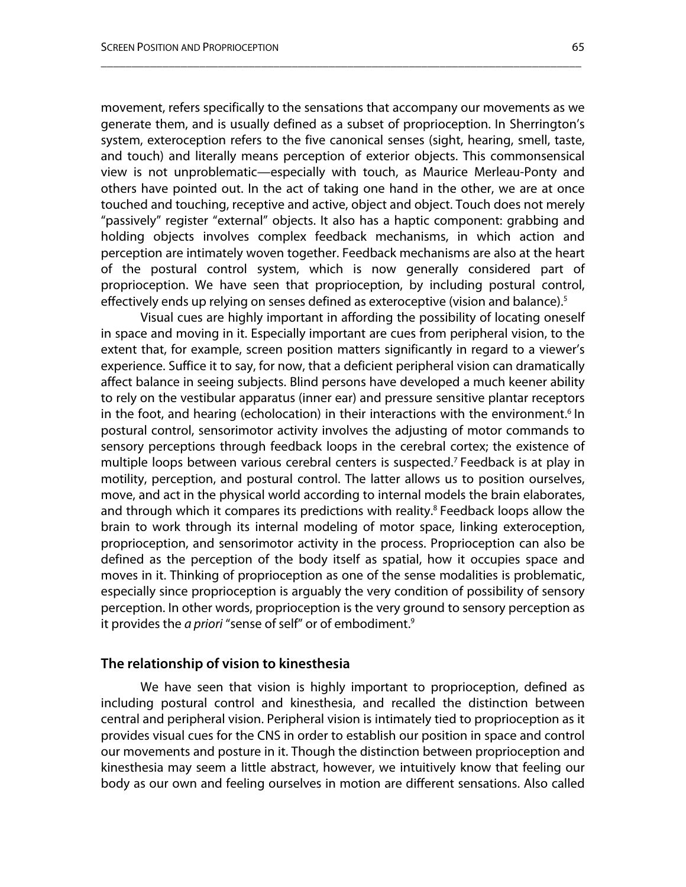movement, refers specifically to the sensations that accompany our movements as we generate them, and is usually defined as a subset of proprioception. In Sherrington's system, exteroception refers to the five canonical senses (sight, hearing, smell, taste, and touch) and literally means perception of exterior objects. This commonsensical view is not unproblematic—especially with touch, as Maurice Merleau-Ponty and others have pointed out. In the act of taking one hand in the other, we are at once touched and touching, receptive and active, object and object. Touch does not merely "passively" register "external" objects. It also has a haptic component: grabbing and holding objects involves complex feedback mechanisms, in which action and perception are intimately woven together. Feedback mechanisms are also at the heart of the postural control system, which is now generally considered part of proprioception. We have seen that proprioception, by including postural control, effectively ends up relying on senses defined as exteroceptive (vision and balance).[5]

Visual cues are highly important in affording the possibility of locating oneself in space and moving in it. Especially important are cues from peripheral vision, to the extent that, for example, screen position matters significantly in regard to a viewer's experience. Suffice it to say, for now, that a deficient peripheral vision can dramatically affect balance in seeing subjects. Blind persons have developed a much keener ability to rely on the vestibular apparatus (inner ear) and pressure sensitive plantar receptors in the foot, and hearing (echolocation) in their interactions with the environment.[6] In postural control, sensorimotor activity involves the adjusting of motor commands to sensory perceptions through feedback loops in the cerebral cortex; the existence of multiple loops between various cerebral centers is suspected.[7] Feedback is at play in motility, perception, and postural control. The latter allows us to position ourselves, move, and act in the physical world according to internal models the brain elaborates, and through which it compares its predictions with reality.[8] Feedback loops allow the brain to work through its internal modeling of motor space, linking exteroception, proprioception, and sensorimotor activity in the process. Proprioception can also be defined as the perception of the body itself as spatial, how it occupies space and moves in it. Thinking of proprioception as one of the sense modalities is problematic, especially since proprioception is arguably the very condition of possibility of sensory perception. In other words, proprioception is the very ground to sensory perception as it provides the *a priori* "sense of self" or of embodiment.[9]

## The relationship of vision to kinesthesia

We have seen that vision is highly important to proprioception, defined as including postural control and kinesthesia, and recalled the distinction between central and peripheral vision. Peripheral vision is intimately tied to proprioception as it provides visual cues for the CNS in order to establish our position in space and control our movements and posture in it. Though the distinction between proprioception and kinesthesia may seem a little abstract, however, we intuitively know that feeling our body as our own and feeling ourselves in motion are different sensations. Also called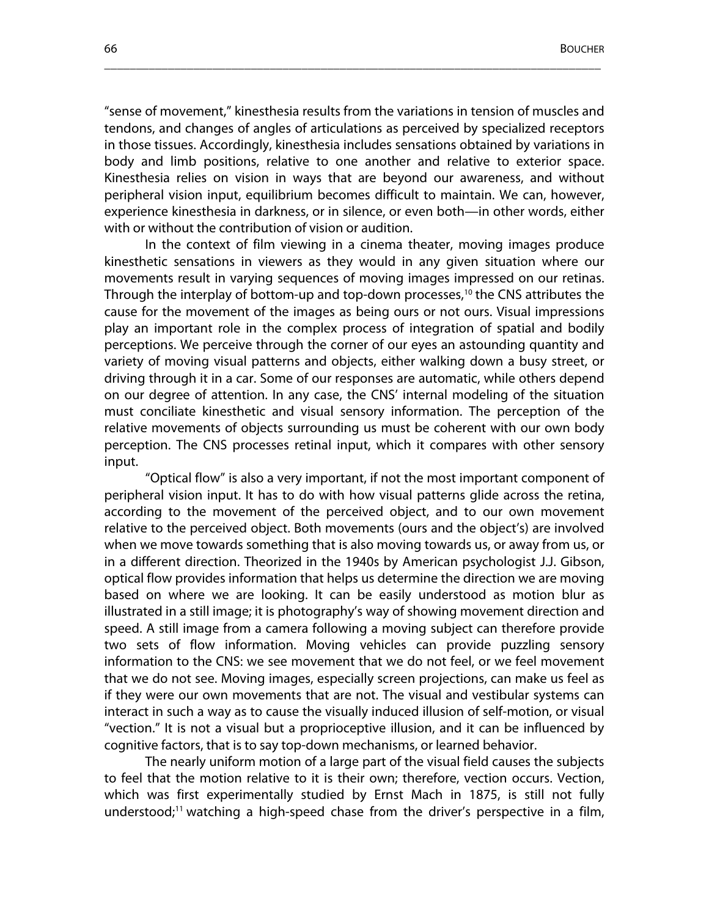"sense of movement," kinesthesia results from the variations in tension of muscles and tendons, and changes of angles of articulations as perceived by specialized receptors in those tissues. Accordingly, kinesthesia includes sensations obtained by variations in body and limb positions, relative to one another and relative to exterior space. Kinesthesia relies on vision in ways that are beyond our awareness, and without peripheral vision input, equilibrium becomes difficult to maintain. We can, however, experience kinesthesia in darkness, or in silence, or even both—in other words, either with or without the contribution of vision or audition.

In the context of film viewing in a cinema theater, moving images produce kinesthetic sensations in viewers as they would in any given situation where our movements result in varying sequences of moving images impressed on our retinas. Through the interplay of bottom-up and top-down processes,[10] the CNS attributes the cause for the movement of the images as being ours or not ours. Visual impressions play an important role in the complex process of integration of spatial and bodily perceptions. We perceive through the corner of our eyes an astounding quantity and variety of moving visual patterns and objects, either walking down a busy street, or driving through it in a car. Some of our responses are automatic, while others depend on our degree of attention. In any case, the CNS' internal modeling of the situation must conciliate kinesthetic and visual sensory information. The perception of the relative movements of objects surrounding us must be coherent with our own body perception. The CNS processes retinal input, which it compares with other sensory input.

"Optical flow" is also a very important, if not the most important component of peripheral vision input. It has to do with how visual patterns glide across the retina, according to the movement of the perceived object, and to our own movement relative to the perceived object. Both movements (ours and the object's) are involved when we move towards something that is also moving towards us, or away from us, or in a different direction. Theorized in the 1940s by American psychologist J.J. Gibson, optical flow provides information that helps us determine the direction we are moving based on where we are looking. It can be easily understood as motion blur as illustrated in a still image; it is photography's way of showing movement direction and speed. A still image from a camera following a moving subject can therefore provide two sets of flow information. Moving vehicles can provide puzzling sensory information to the CNS: we see movement that we do not feel, or we feel movement that we do not see. Moving images, especially screen projections, can make us feel as if they were our own movements that are not. The visual and vestibular systems can interact in such a way as to cause the visually induced illusion of self-motion, or visual "vection." It is not a visual but a proprioceptive illusion, and it can be influenced by cognitive factors, that is to say top-down mechanisms, or learned behavior.

The nearly uniform motion of a large part of the visual field causes the subjects to feel that the motion relative to it is their own; therefore, vection occurs. Vection, which was first experimentally studied by Ernst Mach in 1875, is still not fully understood;[11] watching a high-speed chase from the driver's perspective in a film,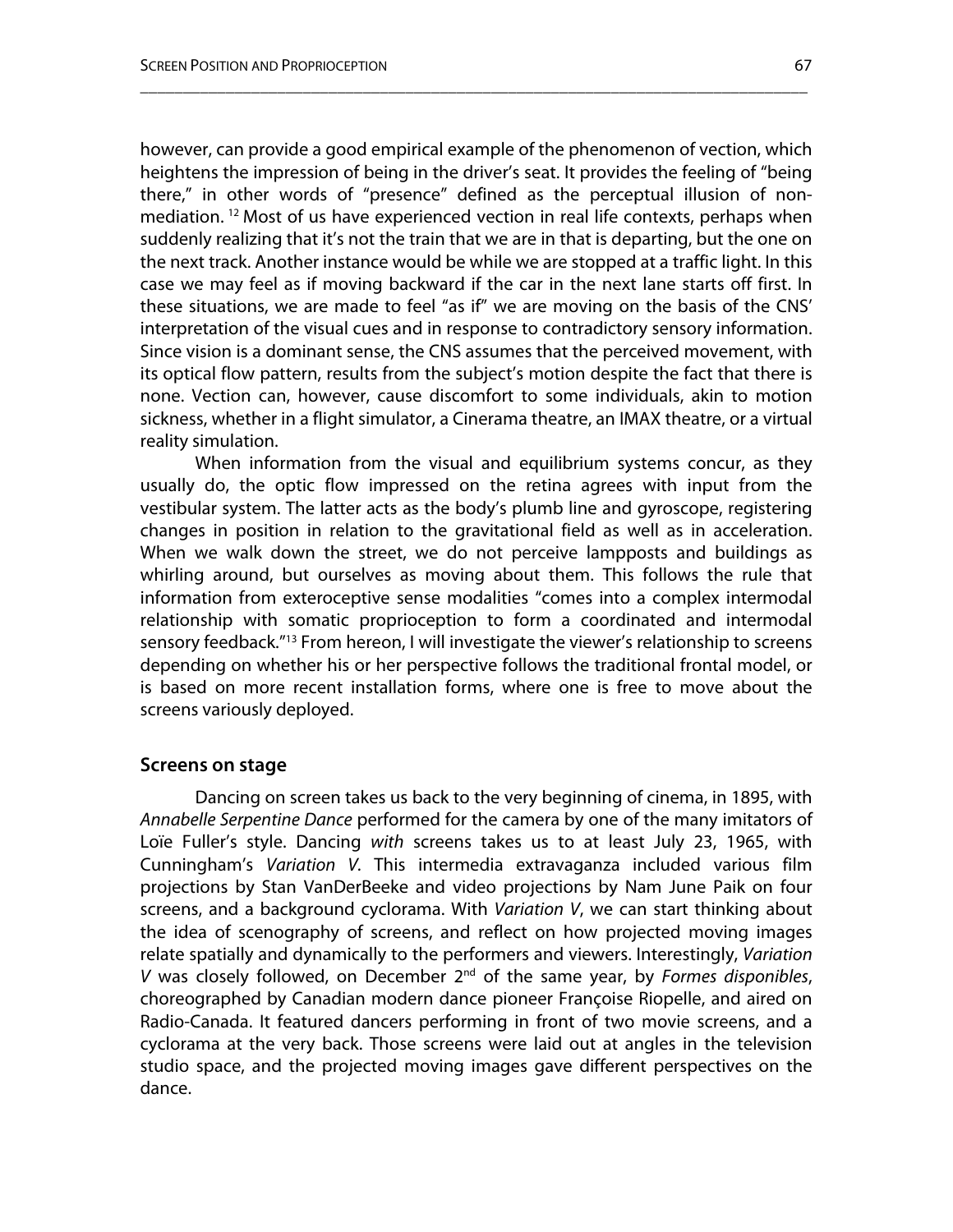however, can provide a good empirical example of the phenomenon of vection, which heightens the impression of being in the driver's seat. It provides the feeling of "being there," in other words of "presence" defined as the perceptual illusion of non-mediation. [12] Most of us have experienced vection in real life contexts, perhaps when suddenly realizing that it's not the train that we are in that is departing, but the one on the next track. Another instance would be while we are stopped at a traffic light. In this case we may feel as if moving backward if the car in the next lane starts off first. In these situations, we are made to feel "as if" we are moving on the basis of the CNS' interpretation of the visual cues and in response to contradictory sensory information. Since vision is a dominant sense, the CNS assumes that the perceived movement, with its optical flow pattern, results from the subject's motion despite the fact that there is none. Vection can, however, cause discomfort to some individuals, akin to motion sickness, whether in a flight simulator, a Cinerama theatre, an IMAX theatre, or a virtual reality simulation.

When information from the visual and equilibrium systems concur, as they usually do, the optic flow impressed on the retina agrees with input from the vestibular system. The latter acts as the body's plumb line and gyroscope, registering changes in position in relation to the gravitational field as well as in acceleration. When we walk down the street, we do not perceive lampposts and buildings as whirling around, but ourselves as moving about them. This follows the rule that information from exteroceptive sense modalities "comes into a complex intermodal relationship with somatic proprioception to form a coordinated and intermodal sensory feedback."[13] From hereon, I will investigate the viewer's relationship to screens depending on whether his or her perspective follows the traditional frontal model, or is based on more recent installation forms, where one is free to move about the screens variously deployed.

## Screens on stage

Dancing on screen takes us back to the very beginning of cinema, in 1895, with *Annabelle Serpentine Dance* performed for the camera by one of the many imitators of Loïe Fuller's style. Dancing *with* screens takes us to at least July 23, 1965, with Cunningham's *Variation V*. This intermedia extravaganza included various film projections by Stan VanDerBeeke and video projections by Nam June Paik on four screens, and a background cyclorama. With *Variation V*, we can start thinking about the idea of scenography of screens, and reflect on how projected moving images relate spatially and dynamically to the performers and viewers. Interestingly, *Variation V* was closely followed, on December 2nd of the same year, by *Formes disponibles*, choreographed by Canadian modern dance pioneer Françoise Riopelle, and aired on Radio-Canada. It featured dancers performing in front of two movie screens, and a cyclorama at the very back. Those screens were laid out at angles in the television studio space, and the projected moving images gave different perspectives on the dance.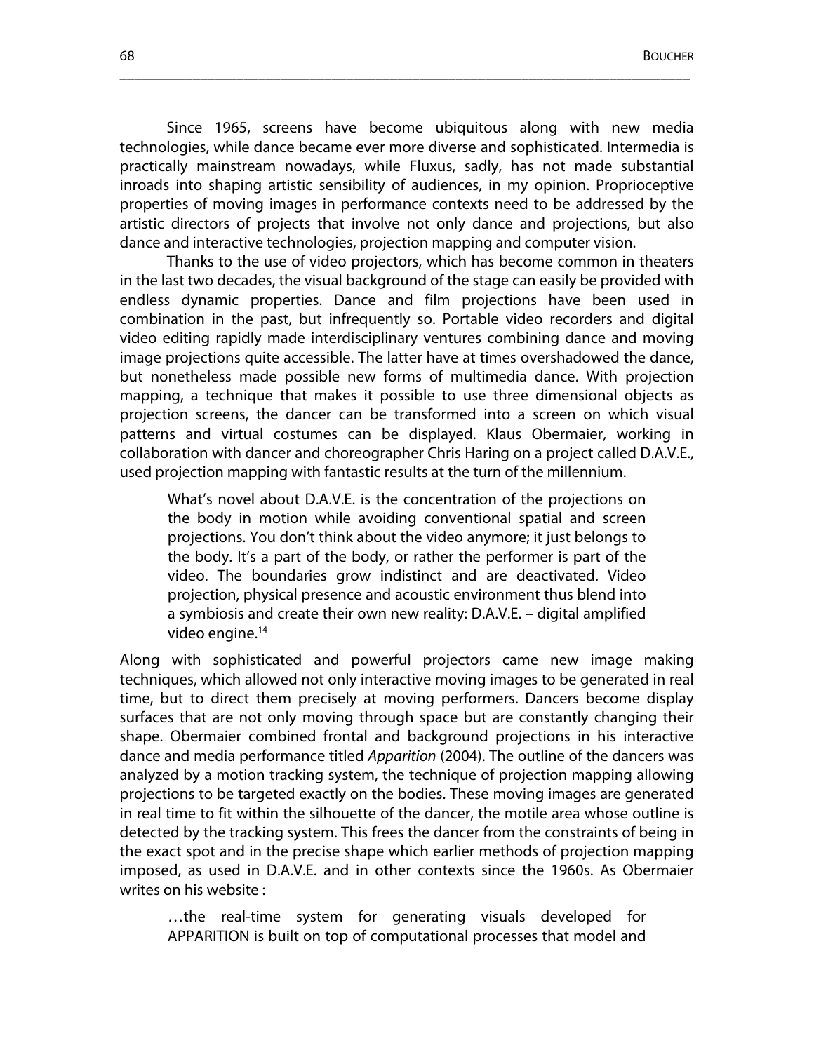Since 1965, screens have become ubiquitous along with new media technologies, while dance became ever more diverse and sophisticated. Intermedia is practically mainstream nowadays, while Fluxus, sadly, has not made substantial inroads into shaping artistic sensibility of audiences, in my opinion. Proprioceptive properties of moving images in performance contexts need to be addressed by the artistic directors of projects that involve not only dance and projections, but also dance and interactive technologies, projection mapping and computer vision.

Thanks to the use of video projectors, which has become common in theaters in the last two decades, the visual background of the stage can easily be provided with endless dynamic properties. Dance and film projections have been used in combination in the past, but infrequently so. Portable video recorders and digital video editing rapidly made interdisciplinary ventures combining dance and moving image projections quite accessible. The latter have at times overshadowed the dance, but nonetheless made possible new forms of multimedia dance. With projection mapping, a technique that makes it possible to use three dimensional objects as projection screens, the dancer can be transformed into a screen on which visual patterns and virtual costumes can be displayed. Klaus Obermaier, working in collaboration with dancer and choreographer Chris Haring on a project called D.A.V.E., used projection mapping with fantastic results at the turn of the millennium.

> What's novel about D.A.V.E. is the concentration of the projections on the body in motion while avoiding conventional spatial and screen projections. You don't think about the video anymore; it just belongs to the body. It's a part of the body, or rather the performer is part of the video. The boundaries grow indistinct and are deactivated. Video projection, physical presence and acoustic environment thus blend into a symbiosis and create their own new reality: D.A.V.E. – digital amplified video engine.[14]

Along with sophisticated and powerful projectors came new image making techniques, which allowed not only interactive moving images to be generated in real time, but to direct them precisely at moving performers. Dancers become display surfaces that are not only moving through space but are constantly changing their shape. Obermaier combined frontal and background projections in his interactive dance and media performance titled *Apparition* (2004). The outline of the dancers was analyzed by a motion tracking system, the technique of projection mapping allowing projections to be targeted exactly on the bodies. These moving images are generated in real time to fit within the silhouette of the dancer, the motile area whose outline is detected by the tracking system. This frees the dancer from the constraints of being in the exact spot and in the precise shape which earlier methods of projection mapping imposed, as used in D.A.V.E. and in other contexts since the 1960s. As Obermaier writes on his website :

> …the real-time system for generating visuals developed for APPARITION is built on top of computational processes that model and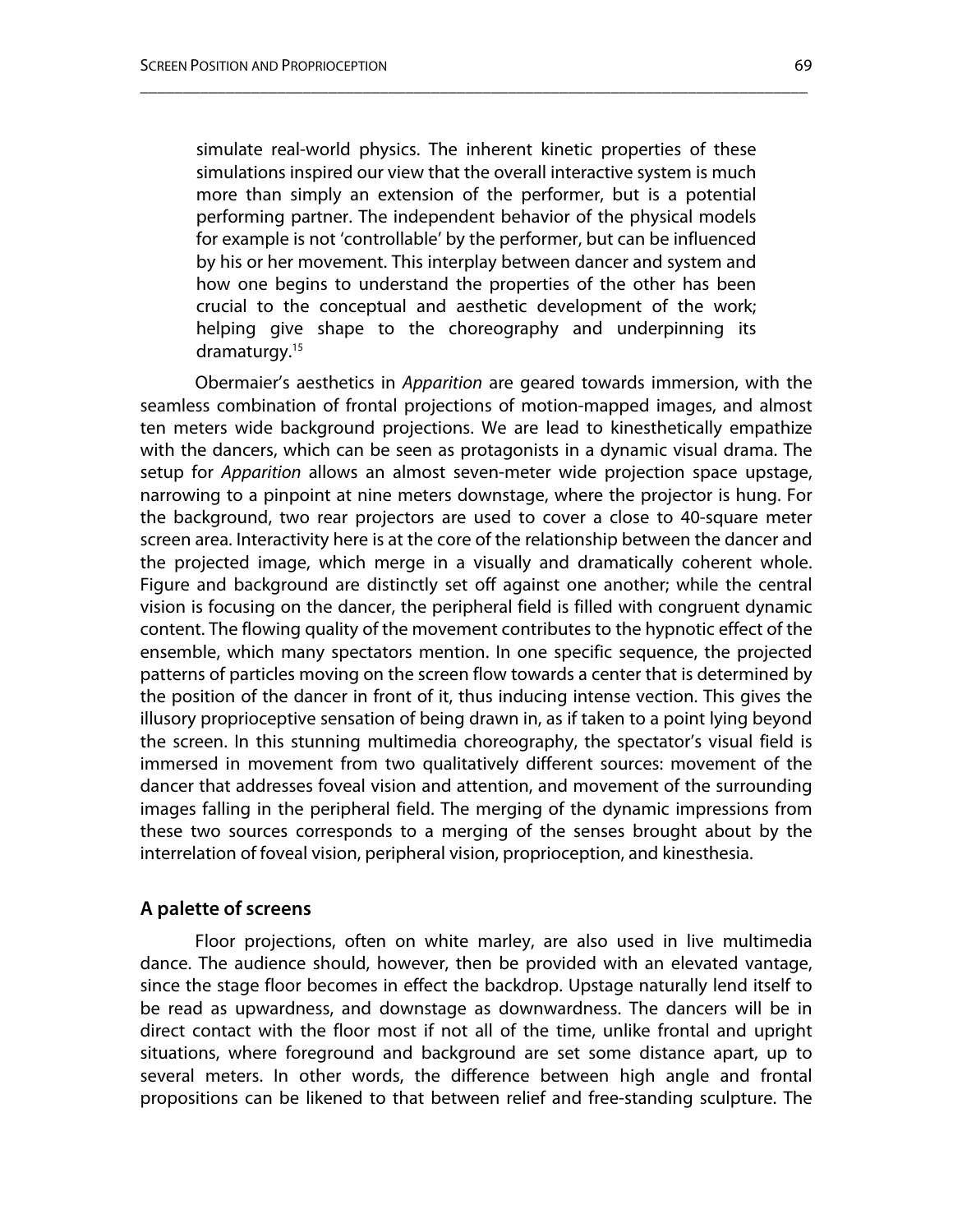> simulate real-world physics. The inherent kinetic properties of these simulations inspired our view that the overall interactive system is much more than simply an extension of the performer, but is a potential performing partner. The independent behavior of the physical models for example is not 'controllable' by the performer, but can be influenced by his or her movement. This interplay between dancer and system and how one begins to understand the properties of the other has been crucial to the conceptual and aesthetic development of the work; helping give shape to the choreography and underpinning its dramaturgy.[15]

Obermaier's aesthetics in *Apparition* are geared towards immersion, with the seamless combination of frontal projections of motion-mapped images, and almost ten meters wide background projections. We are lead to kinesthetically empathize with the dancers, which can be seen as protagonists in a dynamic visual drama. The setup for *Apparition* allows an almost seven-meter wide projection space upstage, narrowing to a pinpoint at nine meters downstage, where the projector is hung. For the background, two rear projectors are used to cover a close to 40-square meter screen area. Interactivity here is at the core of the relationship between the dancer and the projected image, which merge in a visually and dramatically coherent whole. Figure and background are distinctly set off against one another; while the central vision is focusing on the dancer, the peripheral field is filled with congruent dynamic content. The flowing quality of the movement contributes to the hypnotic effect of the ensemble, which many spectators mention. In one specific sequence, the projected patterns of particles moving on the screen flow towards a center that is determined by the position of the dancer in front of it, thus inducing intense vection. This gives the illusory proprioceptive sensation of being drawn in, as if taken to a point lying beyond the screen. In this stunning multimedia choreography, the spectator's visual field is immersed in movement from two qualitatively different sources: movement of the dancer that addresses foveal vision and attention, and movement of the surrounding images falling in the peripheral field. The merging of the dynamic impressions from these two sources corresponds to a merging of the senses brought about by the interrelation of foveal vision, peripheral vision, proprioception, and kinesthesia.

## A palette of screens

Floor projections, often on white marley, are also used in live multimedia dance. The audience should, however, then be provided with an elevated vantage, since the stage floor becomes in effect the backdrop. Upstage naturally lend itself to be read as upwardness, and downstage as downwardness. The dancers will be in direct contact with the floor most if not all of the time, unlike frontal and upright situations, where foreground and background are set some distance apart, up to several meters. In other words, the difference between high angle and frontal propositions can be likened to that between relief and free-standing sculpture. The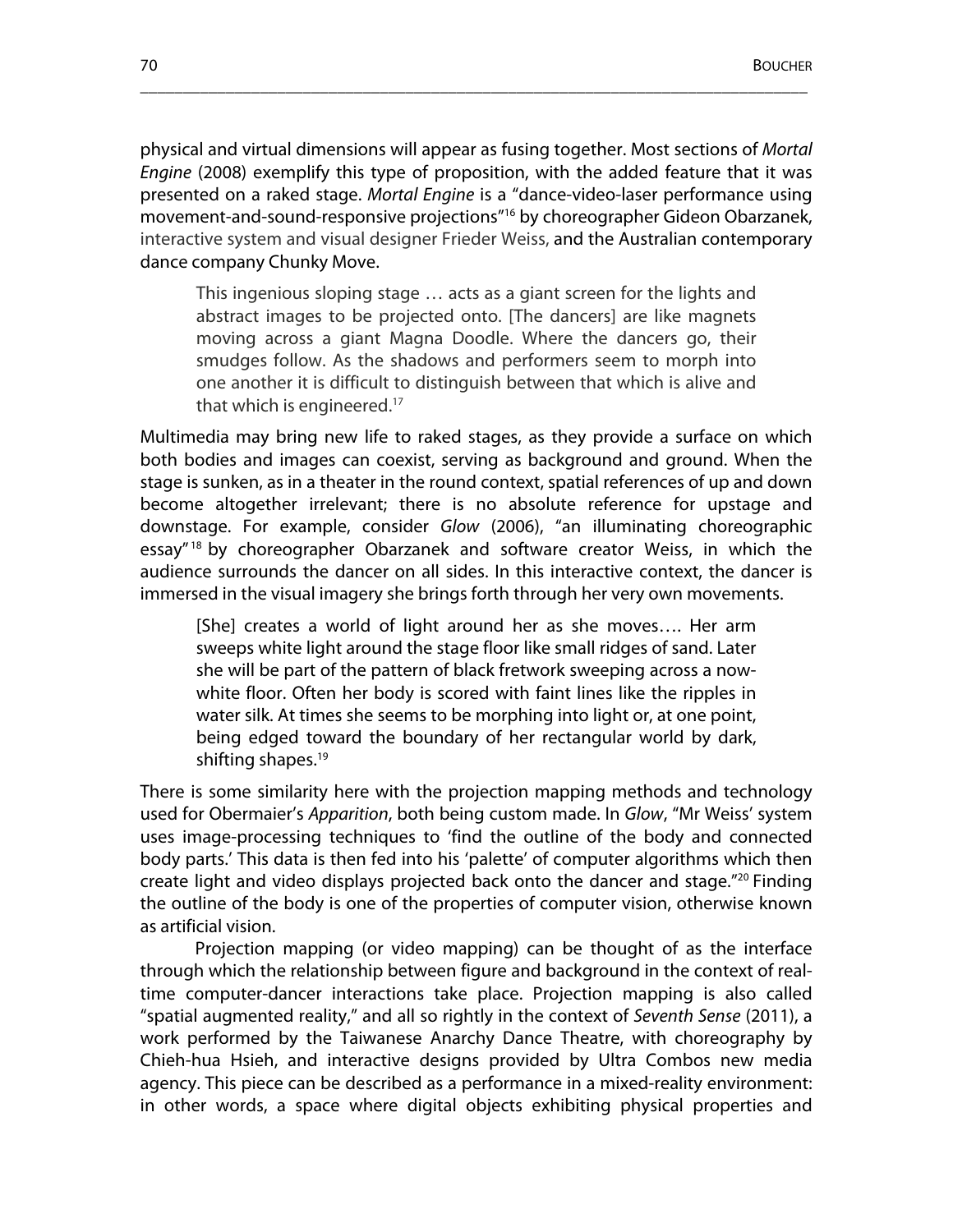physical and virtual dimensions will appear as fusing together. Most sections of *Mortal Engine* (2008) exemplify this type of proposition, with the added feature that it was presented on a raked stage. *Mortal Engine* is a "dance-video-laser performance using movement-and-sound-responsive projections"[16] by choreographer Gideon Obarzanek, interactive system and visual designer Frieder Weiss, and the Australian contemporary dance company Chunky Move.

> This ingenious sloping stage … acts as a giant screen for the lights and abstract images to be projected onto. [The dancers] are like magnets moving across a giant Magna Doodle. Where the dancers go, their smudges follow. As the shadows and performers seem to morph into one another it is difficult to distinguish between that which is alive and that which is engineered.[17]

Multimedia may bring new life to raked stages, as they provide a surface on which both bodies and images can coexist, serving as background and ground. When the stage is sunken, as in a theater in the round context, spatial references of up and down become altogether irrelevant; there is no absolute reference for upstage and downstage. For example, consider *Glow* (2006), "an illuminating choreographic essay"[18] by choreographer Obarzanek and software creator Weiss, in which the audience surrounds the dancer on all sides. In this interactive context, the dancer is immersed in the visual imagery she brings forth through her very own movements.

> [She] creates a world of light around her as she moves…. Her arm sweeps white light around the stage floor like small ridges of sand. Later she will be part of the pattern of black fretwork sweeping across a now-white floor. Often her body is scored with faint lines like the ripples in water silk. At times she seems to be morphing into light or, at one point, being edged toward the boundary of her rectangular world by dark, shifting shapes.[19]

There is some similarity here with the projection mapping methods and technology used for Obermaier's *Apparition*, both being custom made. In *Glow*, "Mr Weiss' system uses image-processing techniques to 'find the outline of the body and connected body parts.' This data is then fed into his 'palette' of computer algorithms which then create light and video displays projected back onto the dancer and stage."[20] Finding the outline of the body is one of the properties of computer vision, otherwise known as artificial vision.

Projection mapping (or video mapping) can be thought of as the interface through which the relationship between figure and background in the context of real-time computer-dancer interactions take place. Projection mapping is also called "spatial augmented reality," and all so rightly in the context of *Seventh Sense* (2011), a work performed by the Taiwanese Anarchy Dance Theatre, with choreography by Chieh-hua Hsieh, and interactive designs provided by Ultra Combos new media agency. This piece can be described as a performance in a mixed-reality environment: in other words, a space where digital objects exhibiting physical properties and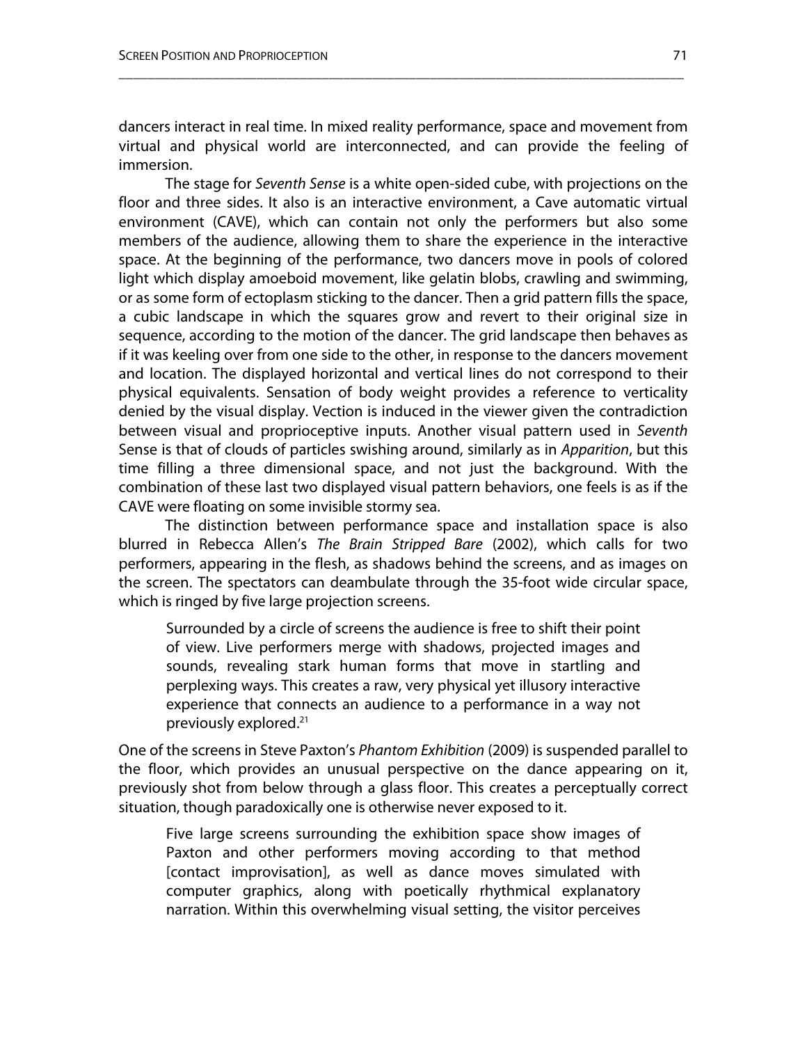dancers interact in real time. In mixed reality performance, space and movement from virtual and physical world are interconnected, and can provide the feeling of immersion.

The stage for *Seventh Sense* is a white open-sided cube, with projections on the floor and three sides. It also is an interactive environment, a Cave automatic virtual environment (CAVE), which can contain not only the performers but also some members of the audience, allowing them to share the experience in the interactive space. At the beginning of the performance, two dancers move in pools of colored light which display amoeboid movement, like gelatin blobs, crawling and swimming, or as some form of ectoplasm sticking to the dancer. Then a grid pattern fills the space, a cubic landscape in which the squares grow and revert to their original size in sequence, according to the motion of the dancer. The grid landscape then behaves as if it was keeling over from one side to the other, in response to the dancers movement and location. The displayed horizontal and vertical lines do not correspond to their physical equivalents. Sensation of body weight provides a reference to verticality denied by the visual display. Vection is induced in the viewer given the contradiction between visual and proprioceptive inputs. Another visual pattern used in *Seventh* Sense is that of clouds of particles swishing around, similarly as in *Apparition*, but this time filling a three dimensional space, and not just the background. With the combination of these last two displayed visual pattern behaviors, one feels is as if the CAVE were floating on some invisible stormy sea.

The distinction between performance space and installation space is also blurred in Rebecca Allen's *The Brain Stripped Bare* (2002), which calls for two performers, appearing in the flesh, as shadows behind the screens, and as images on the screen. The spectators can deambulate through the 35-foot wide circular space, which is ringed by five large projection screens.

> Surrounded by a circle of screens the audience is free to shift their point of view. Live performers merge with shadows, projected images and sounds, revealing stark human forms that move in startling and perplexing ways. This creates a raw, very physical yet illusory interactive experience that connects an audience to a performance in a way not previously explored.[21]

One of the screens in Steve Paxton's *Phantom Exhibition* (2009) is suspended parallel to the floor, which provides an unusual perspective on the dance appearing on it, previously shot from below through a glass floor. This creates a perceptually correct situation, though paradoxically one is otherwise never exposed to it.

> Five large screens surrounding the exhibition space show images of Paxton and other performers moving according to that method [contact improvisation], as well as dance moves simulated with computer graphics, along with poetically rhythmical explanatory narration. Within this overwhelming visual setting, the visitor perceives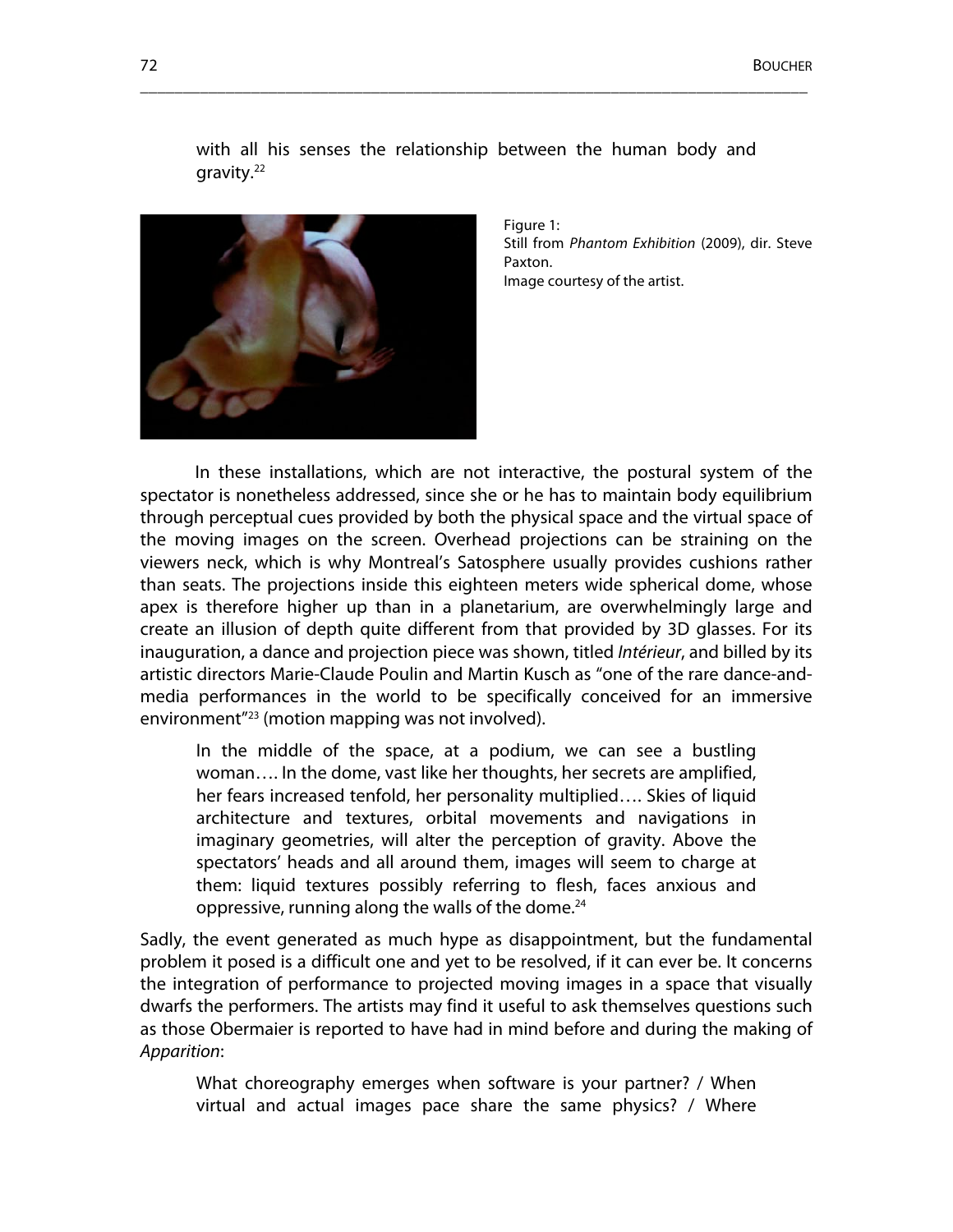with all his senses the relationship between the human body and gravity.[22]

Figure 1:
Still from *Phantom Exhibition* (2009), dir. Steve Paxton.
Image courtesy of the artist.

In these installations, which are not interactive, the postural system of the spectator is nonetheless addressed, since she or he has to maintain body equilibrium through perceptual cues provided by both the physical space and the virtual space of the moving images on the screen. Overhead projections can be straining on the viewers neck, which is why Montreal's Satosphere usually provides cushions rather than seats. The projections inside this eighteen meters wide spherical dome, whose apex is therefore higher up than in a planetarium, are overwhelmingly large and create an illusion of depth quite different from that provided by 3D glasses. For its inauguration, a dance and projection piece was shown, titled *Intérieur*, and billed by its artistic directors Marie-Claude Poulin and Martin Kusch as "one of the rare dance-and-media performances in the world to be specifically conceived for an immersive environment"[23] (motion mapping was not involved).

> In the middle of the space, at a podium, we can see a bustling woman…. In the dome, vast like her thoughts, her secrets are amplified, her fears increased tenfold, her personality multiplied…. Skies of liquid architecture and textures, orbital movements and navigations in imaginary geometries, will alter the perception of gravity. Above the spectators' heads and all around them, images will seem to charge at them: liquid textures possibly referring to flesh, faces anxious and oppressive, running along the walls of the dome.[24]

Sadly, the event generated as much hype as disappointment, but the fundamental problem it posed is a difficult one and yet to be resolved, if it can ever be. It concerns the integration of performance to projected moving images in a space that visually dwarfs the performers. The artists may find it useful to ask themselves questions such as those Obermaier is reported to have had in mind before and during the making of *Apparition*:

> What choreography emerges when software is your partner? / When virtual and actual images pace share the same physics? / Where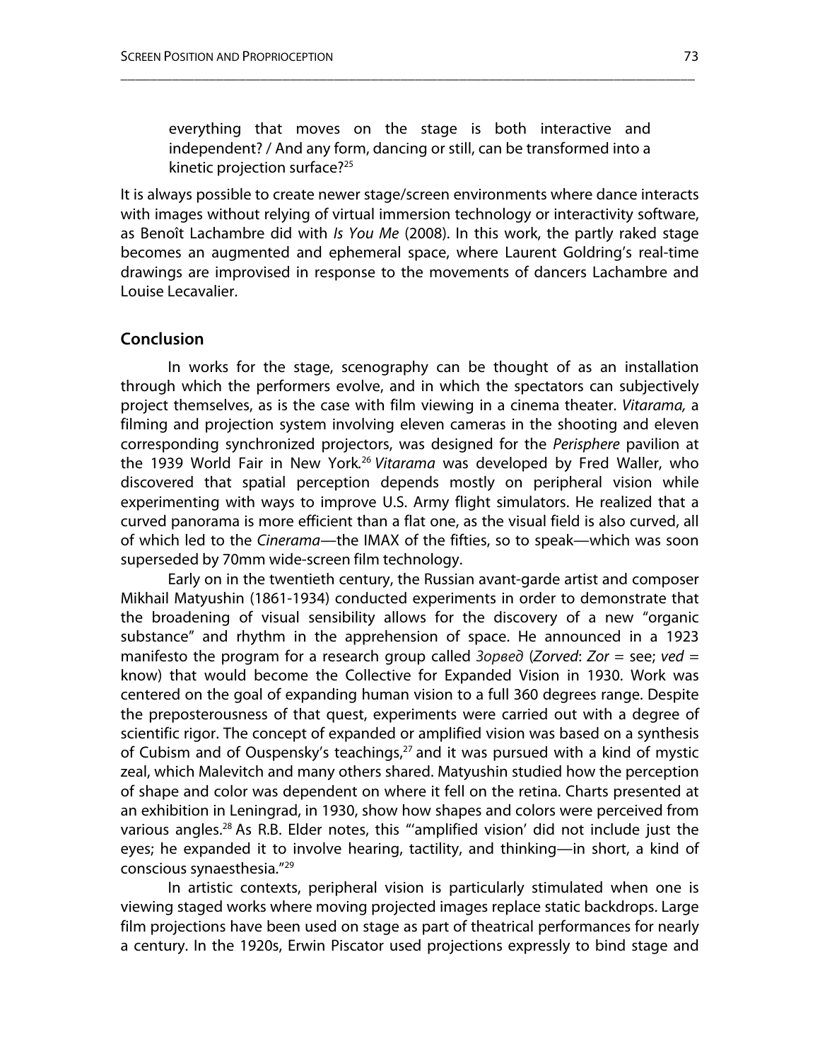> everything that moves on the stage is both interactive and independent? / And any form, dancing or still, can be transformed into a kinetic projection surface?[25]

It is always possible to create newer stage/screen environments where dance interacts with images without relying of virtual immersion technology or interactivity software, as Benoît Lachambre did with *Is You Me* (2008). In this work, the partly raked stage becomes an augmented and ephemeral space, where Laurent Goldring's real-time drawings are improvised in response to the movements of dancers Lachambre and Louise Lecavalier.

## Conclusion

In works for the stage, scenography can be thought of as an installation through which the performers evolve, and in which the spectators can subjectively project themselves, as is the case with film viewing in a cinema theater. *Vitarama,* a filming and projection system involving eleven cameras in the shooting and eleven corresponding synchronized projectors, was designed for the *Perisphere* pavilion at the 1939 World Fair in New York.[26] *Vitarama* was developed by Fred Waller, who discovered that spatial perception depends mostly on peripheral vision while experimenting with ways to improve U.S. Army flight simulators. He realized that a curved panorama is more efficient than a flat one, as the visual field is also curved, all of which led to the *Cinerama*—the IMAX of the fifties, so to speak—which was soon superseded by 70mm wide-screen film technology.

Early on in the twentieth century, the Russian avant-garde artist and composer Mikhail Matyushin (1861-1934) conducted experiments in order to demonstrate that the broadening of visual sensibility allows for the discovery of a new "organic substance" and rhythm in the apprehension of space. He announced in a 1923 manifesto the program for a research group called *Зорвед* (*Zorved*: *Zor* = see; *ved* = know) that would become the Collective for Expanded Vision in 1930. Work was centered on the goal of expanding human vision to a full 360 degrees range. Despite the preposterousness of that quest, experiments were carried out with a degree of scientific rigor. The concept of expanded or amplified vision was based on a synthesis of Cubism and of Ouspensky's teachings,[27] and it was pursued with a kind of mystic zeal, which Malevitch and many others shared. Matyushin studied how the perception of shape and color was dependent on where it fell on the retina. Charts presented at an exhibition in Leningrad, in 1930, show how shapes and colors were perceived from various angles.[28] As R.B. Elder notes, this "'amplified vision' did not include just the eyes; he expanded it to involve hearing, tactility, and thinking—in short, a kind of conscious synaesthesia."[29]

In artistic contexts, peripheral vision is particularly stimulated when one is viewing staged works where moving projected images replace static backdrops. Large film projections have been used on stage as part of theatrical performances for nearly a century. In the 1920s, Erwin Piscator used projections expressly to bind stage and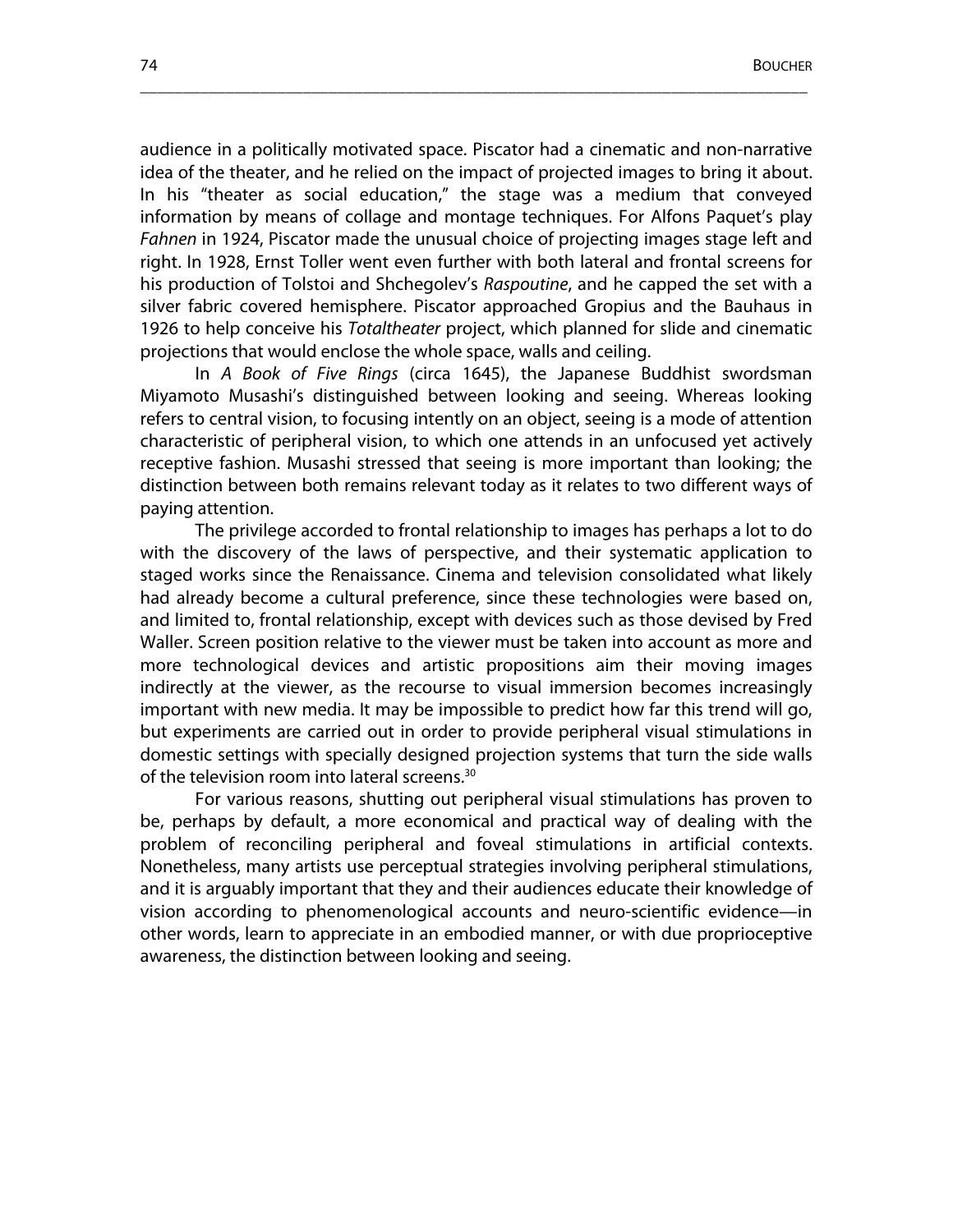audience in a politically motivated space. Piscator had a cinematic and non-narrative idea of the theater, and he relied on the impact of projected images to bring it about. In his "theater as social education," the stage was a medium that conveyed information by means of collage and montage techniques. For Alfons Paquet's play *Fahnen* in 1924, Piscator made the unusual choice of projecting images stage left and right. In 1928, Ernst Toller went even further with both lateral and frontal screens for his production of Tolstoi and Shchegolev's *Raspoutine*, and he capped the set with a silver fabric covered hemisphere. Piscator approached Gropius and the Bauhaus in 1926 to help conceive his *Totaltheater* project, which planned for slide and cinematic projections that would enclose the whole space, walls and ceiling.

In *A Book of Five Rings* (circa 1645), the Japanese Buddhist swordsman Miyamoto Musashi's distinguished between looking and seeing. Whereas looking refers to central vision, to focusing intently on an object, seeing is a mode of attention characteristic of peripheral vision, to which one attends in an unfocused yet actively receptive fashion. Musashi stressed that seeing is more important than looking; the distinction between both remains relevant today as it relates to two different ways of paying attention.

The privilege accorded to frontal relationship to images has perhaps a lot to do with the discovery of the laws of perspective, and their systematic application to staged works since the Renaissance. Cinema and television consolidated what likely had already become a cultural preference, since these technologies were based on, and limited to, frontal relationship, except with devices such as those devised by Fred Waller. Screen position relative to the viewer must be taken into account as more and more technological devices and artistic propositions aim their moving images indirectly at the viewer, as the recourse to visual immersion becomes increasingly important with new media. It may be impossible to predict how far this trend will go, but experiments are carried out in order to provide peripheral visual stimulations in domestic settings with specially designed projection systems that turn the side walls of the television room into lateral screens.[30]

For various reasons, shutting out peripheral visual stimulations has proven to be, perhaps by default, a more economical and practical way of dealing with the problem of reconciling peripheral and foveal stimulations in artificial contexts. Nonetheless, many artists use perceptual strategies involving peripheral stimulations, and it is arguably important that they and their audiences educate their knowledge of vision according to phenomenological accounts and neuro-scientific evidence—in other words, learn to appreciate in an embodied manner, or with due proprioceptive awareness, the distinction between looking and seeing.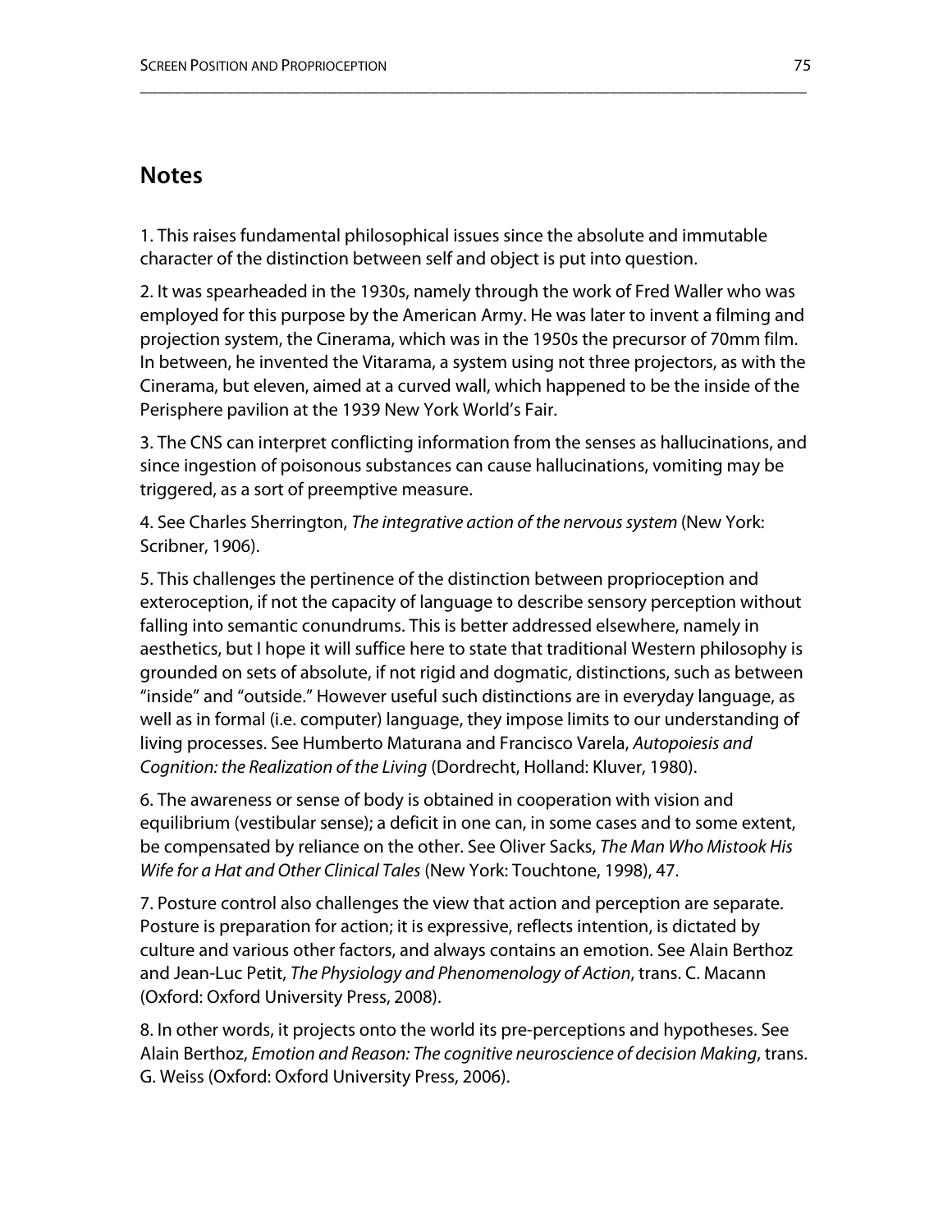## Notes

1. This raises fundamental philosophical issues since the absolute and immutable character of the distinction between self and object is put into question.

2. It was spearheaded in the 1930s, namely through the work of Fred Waller who was employed for this purpose by the American Army. He was later to invent a filming and projection system, the Cinerama, which was in the 1950s the precursor of 70mm film. In between, he invented the Vitarama, a system using not three projectors, as with the Cinerama, but eleven, aimed at a curved wall, which happened to be the inside of the Perisphere pavilion at the 1939 New York World's Fair.

3. The CNS can interpret conflicting information from the senses as hallucinations, and since ingestion of poisonous substances can cause hallucinations, vomiting may be triggered, as a sort of preemptive measure.

4. See Charles Sherrington, *The integrative action of the nervous system* (New York: Scribner, 1906).

5. This challenges the pertinence of the distinction between proprioception and exteroception, if not the capacity of language to describe sensory perception without falling into semantic conundrums. This is better addressed elsewhere, namely in aesthetics, but I hope it will suffice here to state that traditional Western philosophy is grounded on sets of absolute, if not rigid and dogmatic, distinctions, such as between "inside" and "outside." However useful such distinctions are in everyday language, as well as in formal (i.e. computer) language, they impose limits to our understanding of living processes. See Humberto Maturana and Francisco Varela, *Autopoiesis and Cognition: the Realization of the Living* (Dordrecht, Holland: Kluver, 1980).

6. The awareness or sense of body is obtained in cooperation with vision and equilibrium (vestibular sense); a deficit in one can, in some cases and to some extent, be compensated by reliance on the other. See Oliver Sacks, *The Man Who Mistook His Wife for a Hat and Other Clinical Tales* (New York: Touchtone, 1998), 47.

7. Posture control also challenges the view that action and perception are separate. Posture is preparation for action; it is expressive, reflects intention, is dictated by culture and various other factors, and always contains an emotion. See Alain Berthoz and Jean-Luc Petit, *The Physiology and Phenomenology of Action*, trans. C. Macann (Oxford: Oxford University Press, 2008).

8. In other words, it projects onto the world its pre-perceptions and hypotheses. See Alain Berthoz, *Emotion and Reason: The cognitive neuroscience of decision Making*, trans. G. Weiss (Oxford: Oxford University Press, 2006).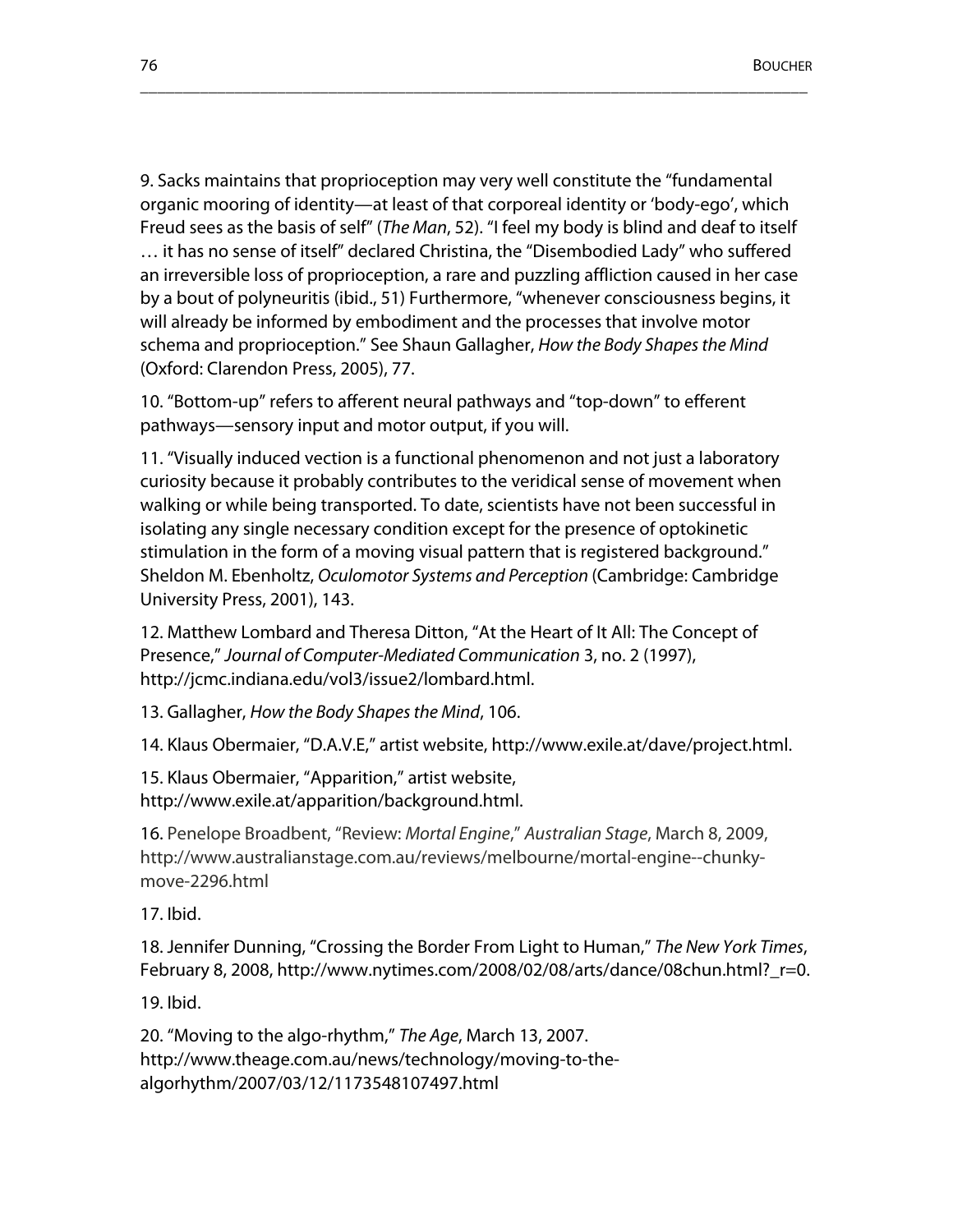9. Sacks maintains that proprioception may very well constitute the "fundamental organic mooring of identity—at least of that corporeal identity or 'body-ego', which Freud sees as the basis of self" (*The Man*, 52). "I feel my body is blind and deaf to itself … it has no sense of itself" declared Christina, the "Disembodied Lady" who suffered an irreversible loss of proprioception, a rare and puzzling affliction caused in her case by a bout of polyneuritis (ibid., 51) Furthermore, "whenever consciousness begins, it will already be informed by embodiment and the processes that involve motor schema and proprioception." See Shaun Gallagher, *How the Body Shapes the Mind* (Oxford: Clarendon Press, 2005), 77.

10. "Bottom-up" refers to afferent neural pathways and "top-down" to efferent pathways—sensory input and motor output, if you will.

11. "Visually induced vection is a functional phenomenon and not just a laboratory curiosity because it probably contributes to the veridical sense of movement when walking or while being transported. To date, scientists have not been successful in isolating any single necessary condition except for the presence of optokinetic stimulation in the form of a moving visual pattern that is registered background." Sheldon M. Ebenholtz, *Oculomotor Systems and Perception* (Cambridge: Cambridge University Press, 2001), 143.

12. Matthew Lombard and Theresa Ditton, "At the Heart of It All: The Concept of Presence," *Journal of Computer-Mediated Communication* 3, no. 2 (1997), http://jcmc.indiana.edu/vol3/issue2/lombard.html.

13. Gallagher, *How the Body Shapes the Mind*, 106.

14. Klaus Obermaier, "D.A.V.E," artist website, http://www.exile.at/dave/project.html.

15. Klaus Obermaier, "Apparition," artist website, http://www.exile.at/apparition/background.html.

16. Penelope Broadbent, "Review: *Mortal Engine*," *Australian Stage*, March 8, 2009, http://www.australianstage.com.au/reviews/melbourne/mortal-engine--chunky-move-2296.html

17. Ibid.

18. Jennifer Dunning, "Crossing the Border From Light to Human," *The New York Times*, February 8, 2008, http://www.nytimes.com/2008/02/08/arts/dance/08chun.html?_r=0.

19. Ibid.

20. "Moving to the algo-rhythm," *The Age*, March 13, 2007. http://www.theage.com.au/news/technology/moving-to-the-algorhythm/2007/03/12/1173548107497.html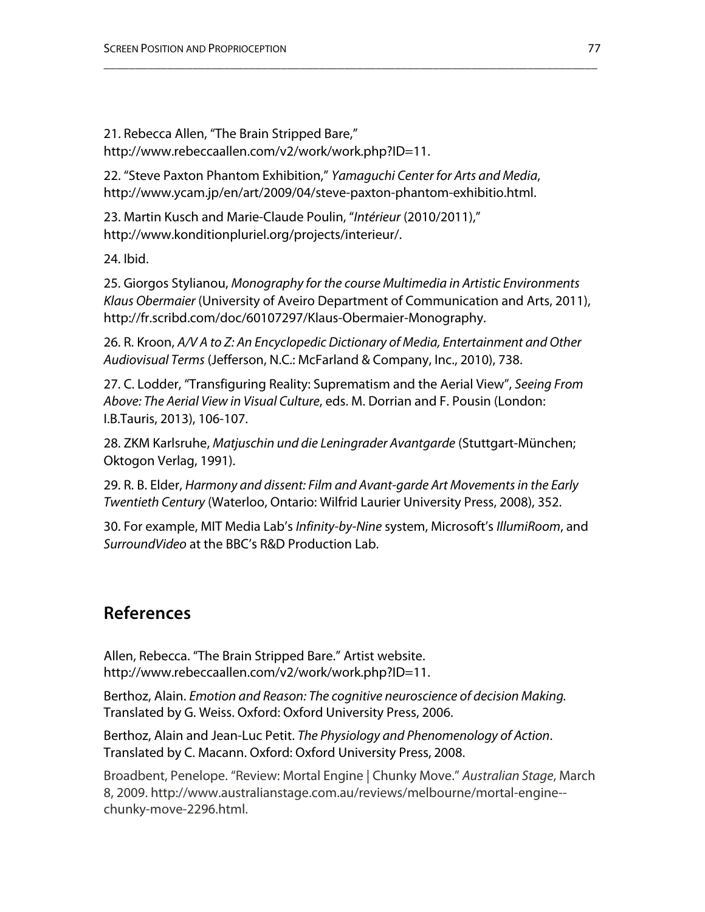21. Rebecca Allen, “The Brain Stripped Bare,” http://www.rebeccaallen.com/v2/work/work.php?ID=11.

22. “Steve Paxton Phantom Exhibition,” *Yamaguchi Center for Arts and Media*, http://www.ycam.jp/en/art/2009/04/steve-paxton-phantom-exhibitio.html.

23. Martin Kusch and Marie-Claude Poulin, “*Intérieur* (2010/2011),” http://www.konditionpluriel.org/projects/interieur/.

24. Ibid.

25. Giorgos Stylianou, *Monography for the course Multimedia in Artistic Environments Klaus Obermaier* (University of Aveiro Department of Communication and Arts, 2011), http://fr.scribd.com/doc/60107297/Klaus-Obermaier-Monography.

26. R. Kroon, *A/V A to Z: An Encyclopedic Dictionary of Media, Entertainment and Other Audiovisual Terms* (Jefferson, N.C.: McFarland & Company, Inc., 2010), 738.

27. C. Lodder, “Transfiguring Reality: Suprematism and the Aerial View”, *Seeing From Above: The Aerial View in Visual Culture*, eds. M. Dorrian and F. Pousin (London: I.B.Tauris, 2013), 106-107.

28. ZKM Karlsruhe, *Matjuschin und die Leningrader Avantgarde* (Stuttgart-München; Oktogon Verlag, 1991).

29. R. B. Elder, *Harmony and dissent: Film and Avant-garde Art Movements in the Early Twentieth Century* (Waterloo, Ontario: Wilfrid Laurier University Press, 2008), 352.

30. For example, MIT Media Lab’s *Infinity-by-Nine* system, Microsoft’s *IllumiRoom*, and *SurroundVideo* at the BBC’s R&D Production Lab.

## References

Allen, Rebecca. “The Brain Stripped Bare.” Artist website. http://www.rebeccaallen.com/v2/work/work.php?ID=11.

Berthoz, Alain. *Emotion and Reason: The cognitive neuroscience of decision Making.* Translated by G. Weiss. Oxford: Oxford University Press, 2006.

Berthoz, Alain and Jean-Luc Petit. *The Physiology and Phenomenology of Action*. Translated by C. Macann. Oxford: Oxford University Press, 2008.

Broadbent, Penelope. “Review: Mortal Engine | Chunky Move.” *Australian Stage*, March 8, 2009. http://www.australianstage.com.au/reviews/melbourne/mortal-engine--chunky-move-2296.html.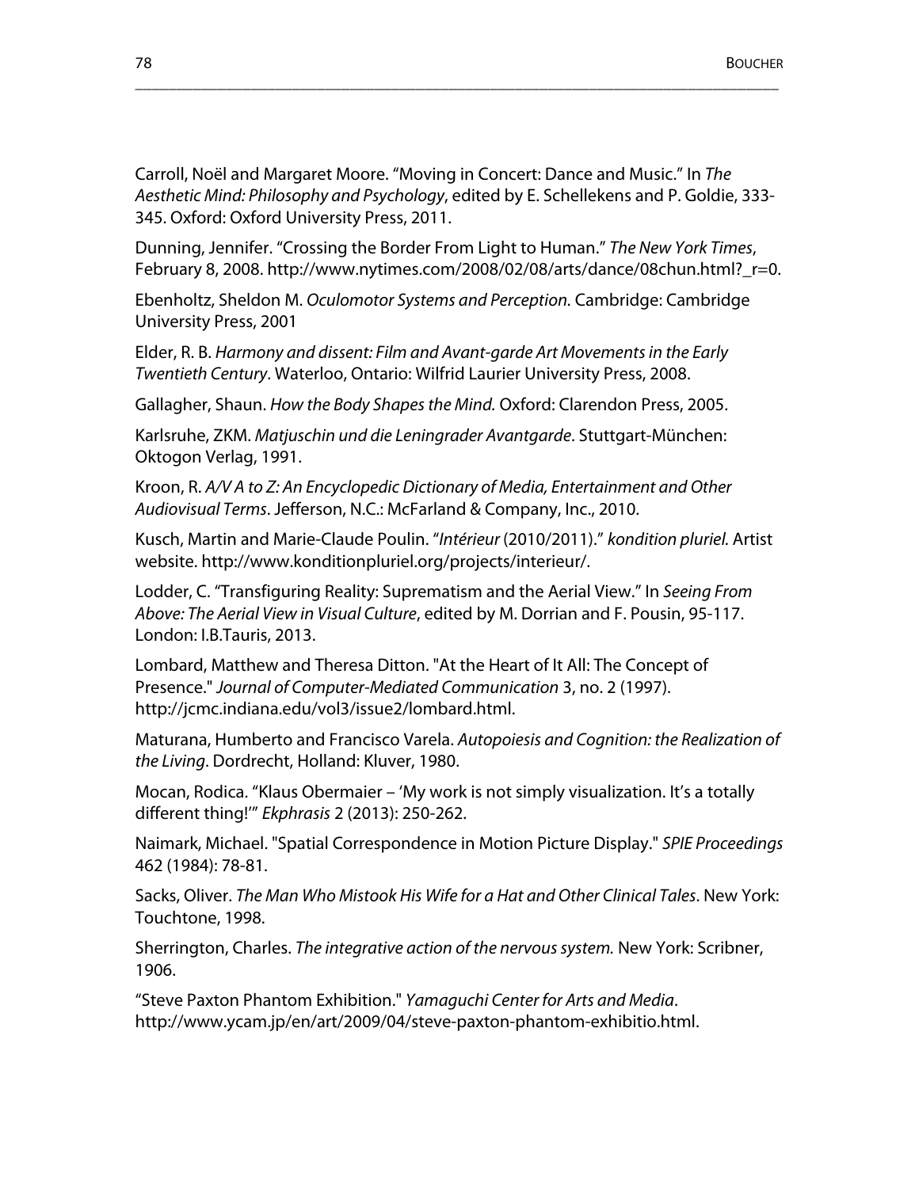Carroll, Noël and Margaret Moore. “Moving in Concert: Dance and Music.” In *The Aesthetic Mind: Philosophy and Psychology*, edited by E. Schellekens and P. Goldie, 333-345. Oxford: Oxford University Press, 2011.

Dunning, Jennifer. “Crossing the Border From Light to Human.” *The New York Times*, February 8, 2008. http://www.nytimes.com/2008/02/08/arts/dance/08chun.html?_r=0.

Ebenholtz, Sheldon M. *Oculomotor Systems and Perception.* Cambridge: Cambridge University Press, 2001

Elder, R. B. *Harmony and dissent: Film and Avant-garde Art Movements in the Early Twentieth Century*. Waterloo, Ontario: Wilfrid Laurier University Press, 2008.

Gallagher, Shaun. *How the Body Shapes the Mind.* Oxford: Clarendon Press, 2005.

Karlsruhe, ZKM. *Matjuschin und die Leningrader Avantgarde*. Stuttgart-München: Oktogon Verlag, 1991.

Kroon, R. *A/V A to Z: An Encyclopedic Dictionary of Media, Entertainment and Other Audiovisual Terms*. Jefferson, N.C.: McFarland & Company, Inc., 2010.

Kusch, Martin and Marie-Claude Poulin. “*Intérieur* (2010/2011).” *kondition pluriel.* Artist website. http://www.konditionpluriel.org/projects/interieur/.

Lodder, C. “Transfiguring Reality: Suprematism and the Aerial View.” In *Seeing From Above: The Aerial View in Visual Culture*, edited by M. Dorrian and F. Pousin, 95-117. London: I.B.Tauris, 2013.

Lombard, Matthew and Theresa Ditton. "At the Heart of It All: The Concept of Presence." *Journal of Computer-Mediated Communication* 3, no. 2 (1997). http://jcmc.indiana.edu/vol3/issue2/lombard.html.

Maturana, Humberto and Francisco Varela. *Autopoiesis and Cognition: the Realization of the Living*. Dordrecht, Holland: Kluver, 1980.

Mocan, Rodica. “Klaus Obermaier – ‘My work is not simply visualization. It’s a totally different thing!’” *Ekphrasis* 2 (2013): 250-262.

Naimark, Michael. "Spatial Correspondence in Motion Picture Display." *SPIE Proceedings* 462 (1984): 78-81.

Sacks, Oliver. *The Man Who Mistook His Wife for a Hat and Other Clinical Tales*. New York: Touchtone, 1998.

Sherrington, Charles. *The integrative action of the nervous system.* New York: Scribner, 1906.

“Steve Paxton Phantom Exhibition." *Yamaguchi Center for Arts and Media*. http://www.ycam.jp/en/art/2009/04/steve-paxton-phantom-exhibitio.html.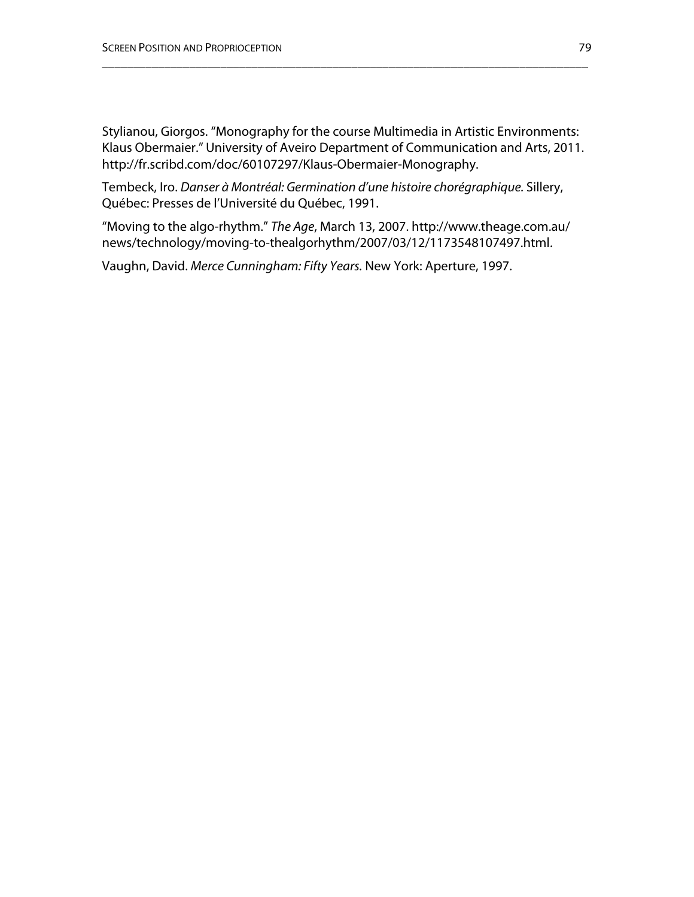Stylianou, Giorgos. "Monography for the course Multimedia in Artistic Environments: Klaus Obermaier." University of Aveiro Department of Communication and Arts, 2011. http://fr.scribd.com/doc/60107297/Klaus-Obermaier-Monography.

Tembeck, Iro. *Danser à Montréal: Germination d'une histoire chorégraphique.* Sillery, Québec: Presses de l'Université du Québec, 1991.

"Moving to the algo-rhythm." *The Age*, March 13, 2007. http://www.theage.com.au/news/technology/moving-to-thealgorhythm/2007/03/12/1173548107497.html.

Vaughn, David. *Merce Cunningham: Fifty Years.* New York: Aperture, 1997.